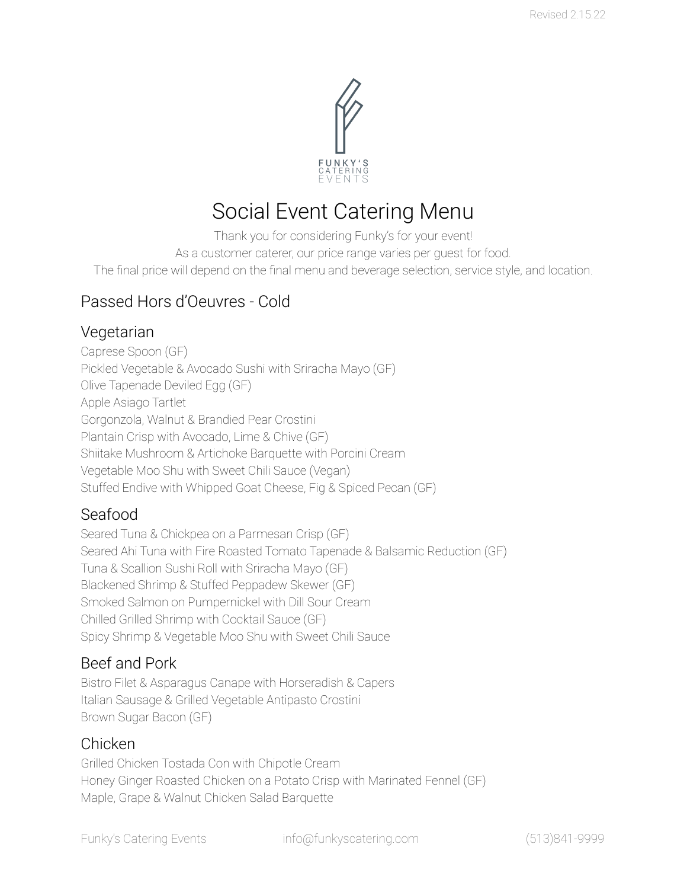Revised 2.15.22

FUNKY'S CATERING EVENTS

# Social Event Catering Menu

Thank you for considering Funky's for your event!
As a customer caterer, our price range varies per guest for food.
The final price will depend on the final menu and beverage selection, service style, and location.

## Passed Hors d'Oeuvres - Cold

### Vegetarian

Caprese Spoon (GF)
Pickled Vegetable & Avocado Sushi with Sriracha Mayo (GF)
Olive Tapenade Deviled Egg (GF)
Apple Asiago Tartlet
Gorgonzola, Walnut & Brandied Pear Crostini
Plantain Crisp with Avocado, Lime & Chive (GF)
Shiitake Mushroom & Artichoke Barquette with Porcini Cream
Vegetable Moo Shu with Sweet Chili Sauce (Vegan)
Stuffed Endive with Whipped Goat Cheese, Fig & Spiced Pecan (GF)

### Seafood

Seared Tuna & Chickpea on a Parmesan Crisp (GF)
Seared Ahi Tuna with Fire Roasted Tomato Tapenade & Balsamic Reduction (GF)
Tuna & Scallion Sushi Roll with Sriracha Mayo (GF)
Blackened Shrimp & Stuffed Peppadew Skewer (GF)
Smoked Salmon on Pumpernickel with Dill Sour Cream
Chilled Grilled Shrimp with Cocktail Sauce (GF)
Spicy Shrimp & Vegetable Moo Shu with Sweet Chili Sauce

### Beef and Pork

Bistro Filet & Asparagus Canape with Horseradish & Capers
Italian Sausage & Grilled Vegetable Antipasto Crostini
Brown Sugar Bacon (GF)

### Chicken

Grilled Chicken Tostada Con with Chipotle Cream
Honey Ginger Roasted Chicken on a Potato Crisp with Marinated Fennel (GF)
Maple, Grape & Walnut Chicken Salad Barquette

Funky's Catering Events info@funkyscatering.com (513)841-9999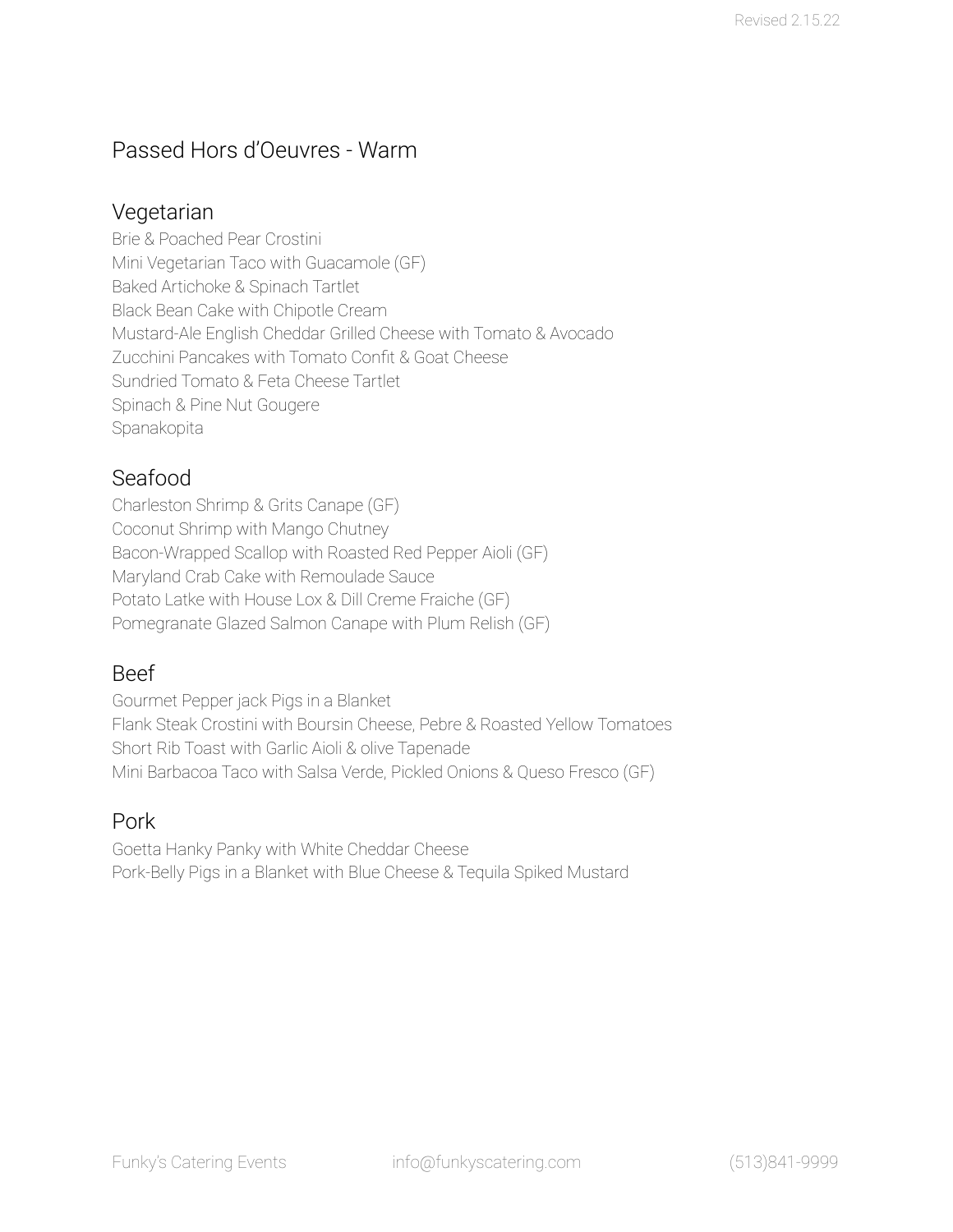# Passed Hors d'Oeuvres - Warm

## Vegetarian

Brie & Poached Pear Crostini
Mini Vegetarian Taco with Guacamole (GF)
Baked Artichoke & Spinach Tartlet
Black Bean Cake with Chipotle Cream
Mustard-Ale English Cheddar Grilled Cheese with Tomato & Avocado
Zucchini Pancakes with Tomato Confit & Goat Cheese
Sundried Tomato & Feta Cheese Tartlet
Spinach & Pine Nut Gougere
Spanakopita

## Seafood

Charleston Shrimp & Grits Canape (GF)
Coconut Shrimp with Mango Chutney
Bacon-Wrapped Scallop with Roasted Red Pepper Aioli (GF)
Maryland Crab Cake with Remoulade Sauce
Potato Latke with House Lox & Dill Creme Fraiche (GF)
Pomegranate Glazed Salmon Canape with Plum Relish (GF)

## Beef

Gourmet Pepper jack Pigs in a Blanket
Flank Steak Crostini with Boursin Cheese, Pebre & Roasted Yellow Tomatoes
Short Rib Toast with Garlic Aioli & olive Tapenade
Mini Barbacoa Taco with Salsa Verde, Pickled Onions & Queso Fresco (GF)

## Pork

Goetta Hanky Panky with White Cheddar Cheese
Pork-Belly Pigs in a Blanket with Blue Cheese & Tequila Spiked Mustard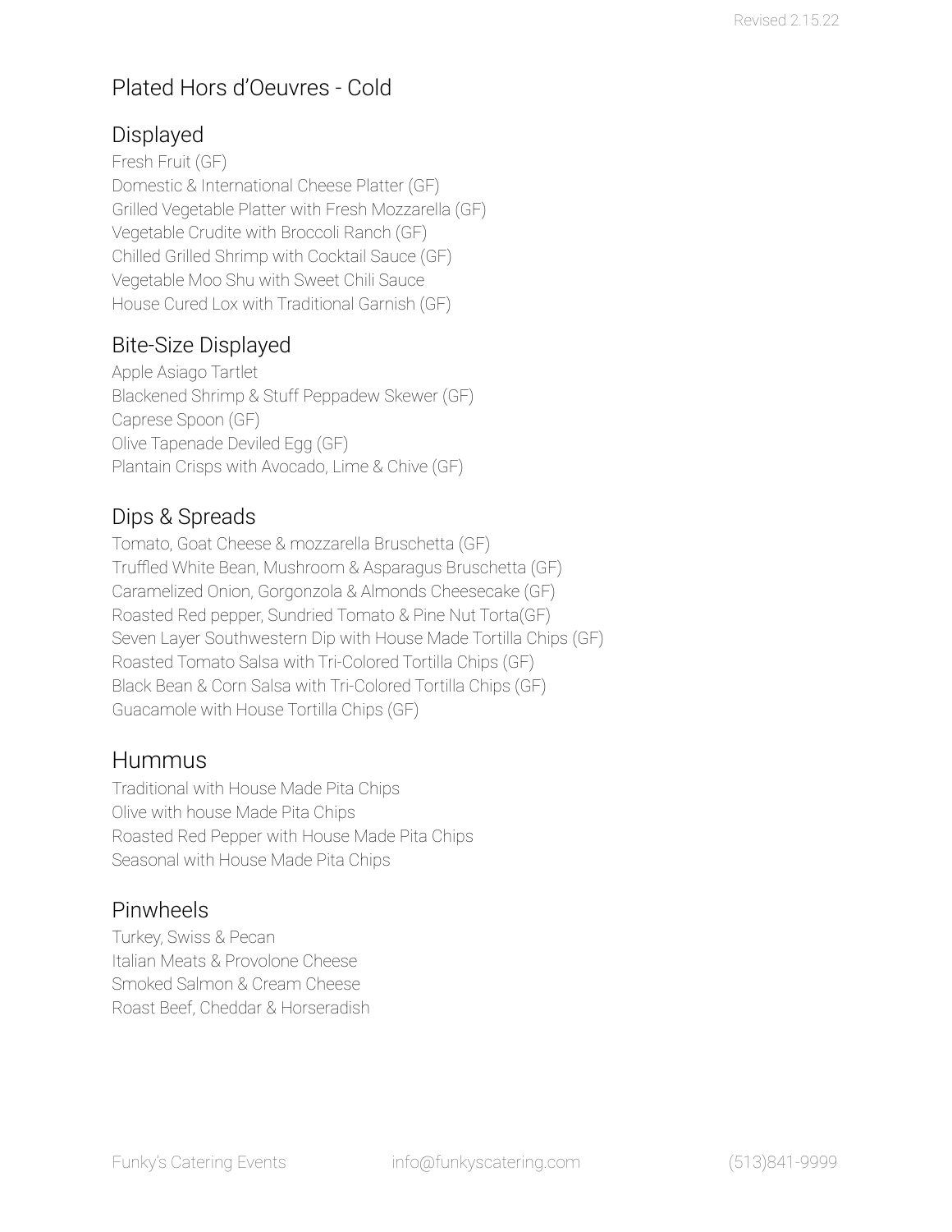# Plated Hors d'Oeuvres - Cold

## Displayed

Fresh Fruit (GF)
Domestic & International Cheese Platter (GF)
Grilled Vegetable Platter with Fresh Mozzarella (GF)
Vegetable Crudite with Broccoli Ranch (GF)
Chilled Grilled Shrimp with Cocktail Sauce (GF)
Vegetable Moo Shu with Sweet Chili Sauce
House Cured Lox with Traditional Garnish (GF)

## Bite-Size Displayed

Apple Asiago Tartlet
Blackened Shrimp & Stuff Peppadew Skewer (GF)
Caprese Spoon (GF)
Olive Tapenade Deviled Egg (GF)
Plantain Crisps with Avocado, Lime & Chive (GF)

## Dips & Spreads

Tomato, Goat Cheese & mozzarella Bruschetta (GF)
Truffled White Bean, Mushroom & Asparagus Bruschetta (GF)
Caramelized Onion, Gorgonzola & Almonds Cheesecake (GF)
Roasted Red pepper, Sundried Tomato & Pine Nut Torta(GF)
Seven Layer Southwestern Dip with House Made Tortilla Chips (GF)
Roasted Tomato Salsa with Tri-Colored Tortilla Chips (GF)
Black Bean & Corn Salsa with Tri-Colored Tortilla Chips (GF)
Guacamole with House Tortilla Chips (GF)

## Hummus

Traditional with House Made Pita Chips
Olive with house Made Pita Chips
Roasted Red Pepper with House Made Pita Chips
Seasonal with House Made Pita Chips

## Pinwheels

Turkey, Swiss & Pecan
Italian Meats & Provolone Cheese
Smoked Salmon & Cream Cheese
Roast Beef, Cheddar & Horseradish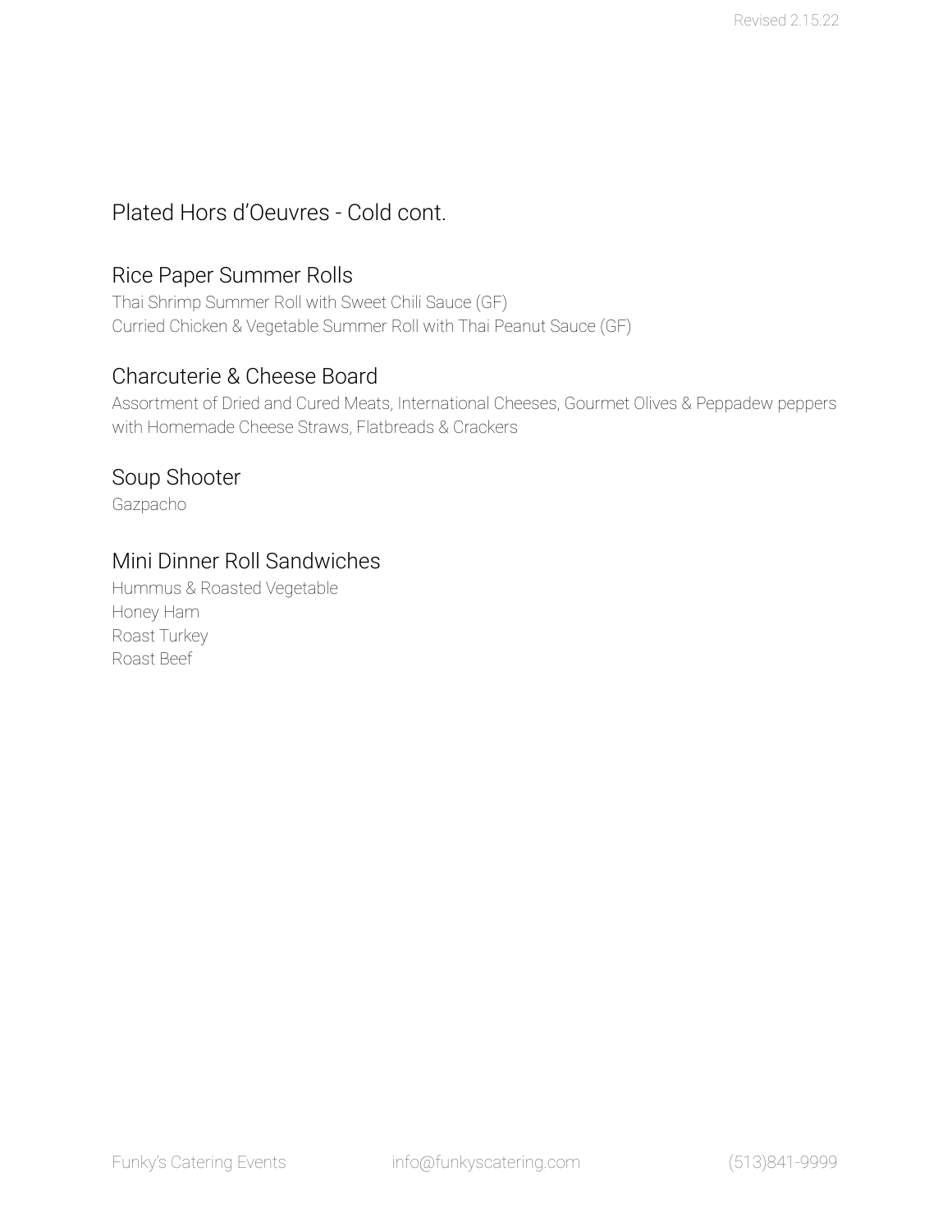## Plated Hors d'Oeuvres - Cold cont.

### Rice Paper Summer Rolls

Thai Shrimp Summer Roll with Sweet Chili Sauce (GF)
Curried Chicken & Vegetable Summer Roll with Thai Peanut Sauce (GF)

### Charcuterie & Cheese Board

Assortment of Dried and Cured Meats, International Cheeses, Gourmet Olives & Peppadew peppers with Homemade Cheese Straws, Flatbreads & Crackers

### Soup Shooter

Gazpacho

### Mini Dinner Roll Sandwiches

Hummus & Roasted Vegetable
Honey Ham
Roast Turkey
Roast Beef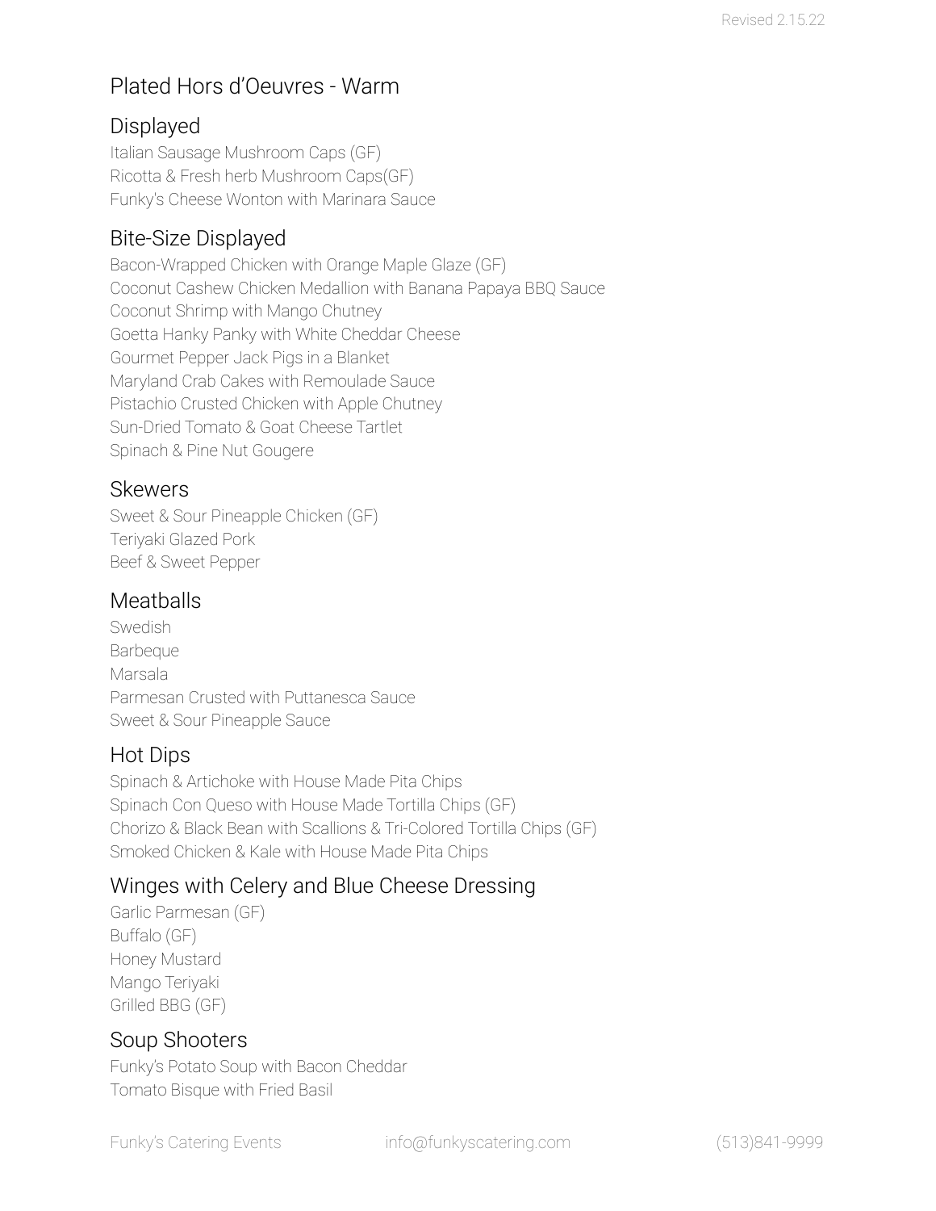# Plated Hors d'Oeuvres - Warm

## Displayed

Italian Sausage Mushroom Caps (GF)
Ricotta & Fresh herb Mushroom Caps(GF)
Funky's Cheese Wonton with Marinara Sauce

## Bite-Size Displayed

Bacon-Wrapped Chicken with Orange Maple Glaze (GF)
Coconut Cashew Chicken Medallion with Banana Papaya BBQ Sauce
Coconut Shrimp with Mango Chutney
Goetta Hanky Panky with White Cheddar Cheese
Gourmet Pepper Jack Pigs in a Blanket
Maryland Crab Cakes with Remoulade Sauce
Pistachio Crusted Chicken with Apple Chutney
Sun-Dried Tomato & Goat Cheese Tartlet
Spinach & Pine Nut Gougere

## Skewers

Sweet & Sour Pineapple Chicken (GF)
Teriyaki Glazed Pork
Beef & Sweet Pepper

## Meatballs

Swedish
Barbeque
Marsala
Parmesan Crusted with Puttanesca Sauce
Sweet & Sour Pineapple Sauce

## Hot Dips

Spinach & Artichoke with House Made Pita Chips
Spinach Con Queso with House Made Tortilla Chips (GF)
Chorizo & Black Bean with Scallions & Tri-Colored Tortilla Chips (GF)
Smoked Chicken & Kale with House Made Pita Chips

## Winges with Celery and Blue Cheese Dressing

Garlic Parmesan (GF)
Buffalo (GF)
Honey Mustard
Mango Teriyaki
Grilled BBG (GF)

## Soup Shooters

Funky's Potato Soup with Bacon Cheddar
Tomato Bisque with Fried Basil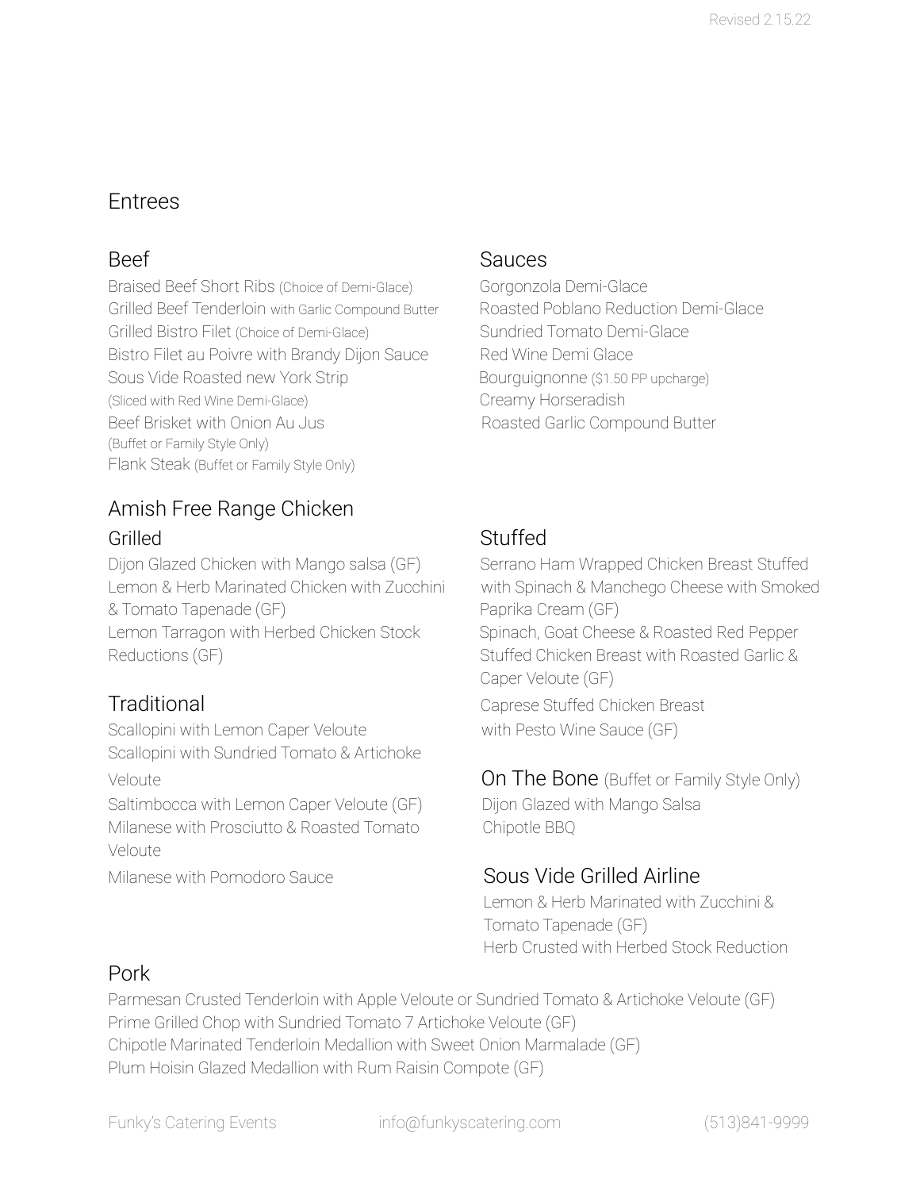# Entrees

## Beef

Braised Beef Short Ribs (Choice of Demi-Glace)
Grilled Beef Tenderloin with Garlic Compound Butter
Grilled Bistro Filet (Choice of Demi-Glace)
Bistro Filet au Poivre with Brandy Dijon Sauce
Sous Vide Roasted new York Strip
(Sliced with Red Wine Demi-Glace)
Beef Brisket with Onion Au Jus
(Buffet or Family Style Only)
Flank Steak (Buffet or Family Style Only)

## Sauces

Gorgonzola Demi-Glace
Roasted Poblano Reduction Demi-Glace
Sundried Tomato Demi-Glace
Red Wine Demi Glace
Bourguignonne ($1.50 PP upcharge)
Creamy Horseradish
Roasted Garlic Compound Butter

## Amish Free Range Chicken

### Grilled

Dijon Glazed Chicken with Mango salsa (GF)
Lemon & Herb Marinated Chicken with Zucchini & Tomato Tapenade (GF)
Lemon Tarragon with Herbed Chicken Stock Reductions (GF)

### Traditional

Scallopini with Lemon Caper Veloute
Scallopini with Sundried Tomato & Artichoke Veloute
Saltimbocca with Lemon Caper Veloute (GF)
Milanese with Prosciutto & Roasted Tomato Veloute
Milanese with Pomodoro Sauce

### Stuffed

Serrano Ham Wrapped Chicken Breast Stuffed with Spinach & Manchego Cheese with Smoked Paprika Cream (GF)
Spinach, Goat Cheese & Roasted Red Pepper Stuffed Chicken Breast with Roasted Garlic & Caper Veloute (GF)
Caprese Stuffed Chicken Breast with Pesto Wine Sauce (GF)

### On The Bone (Buffet or Family Style Only)

Dijon Glazed with Mango Salsa
Chipotle BBQ

### Sous Vide Grilled Airline

Lemon & Herb Marinated with Zucchini & Tomato Tapenade (GF)
Herb Crusted with Herbed Stock Reduction

## Pork

Parmesan Crusted Tenderloin with Apple Veloute or Sundried Tomato & Artichoke Veloute (GF)
Prime Grilled Chop with Sundried Tomato 7 Artichoke Veloute (GF)
Chipotle Marinated Tenderloin Medallion with Sweet Onion Marmalade (GF)
Plum Hoisin Glazed Medallion with Rum Raisin Compote (GF)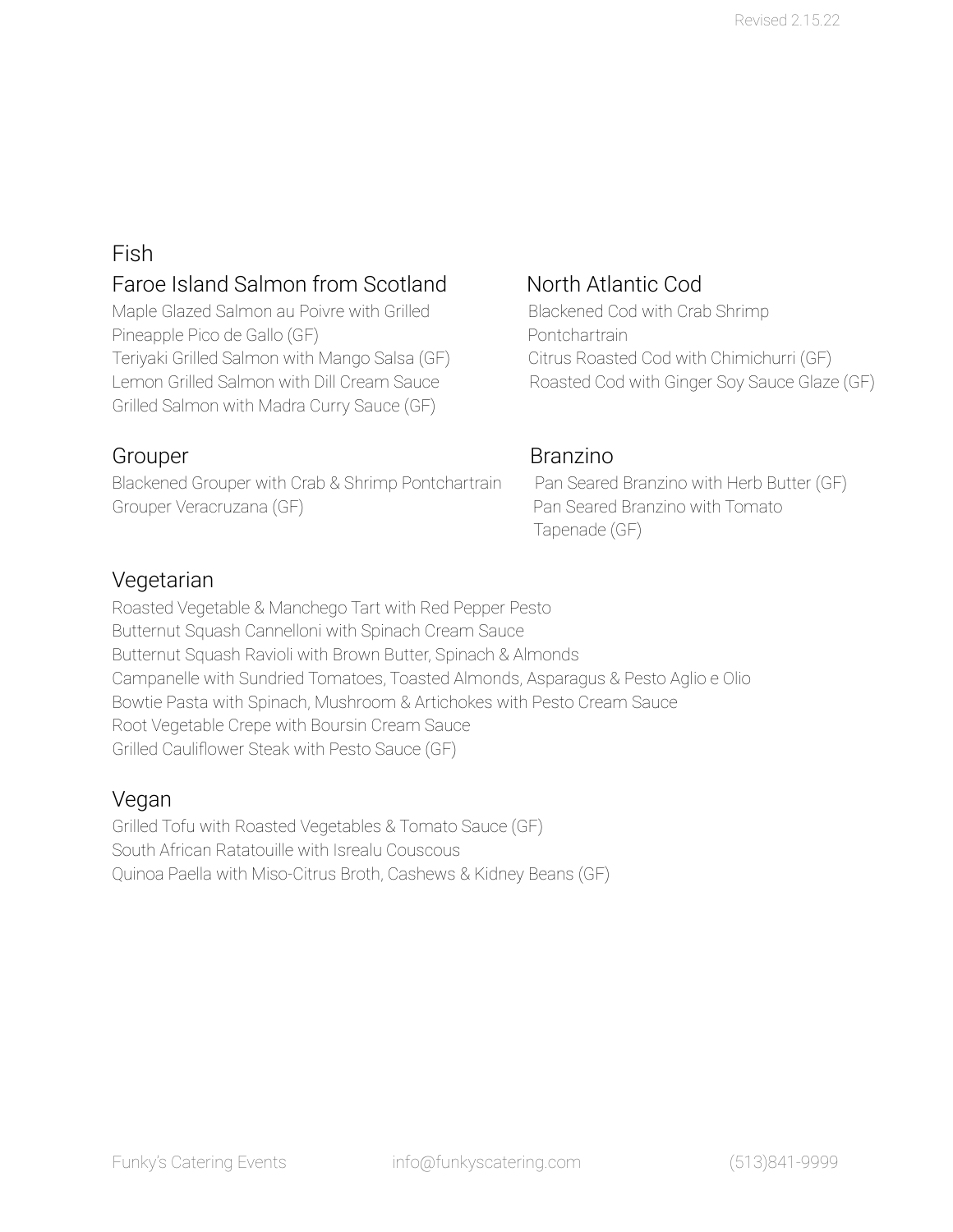## Fish

### Faroe Island Salmon from Scotland

Maple Glazed Salmon au Poivre with Grilled Pineapple Pico de Gallo (GF)
Teriyaki Grilled Salmon with Mango Salsa (GF)
Lemon Grilled Salmon with Dill Cream Sauce
Grilled Salmon with Madra Curry Sauce (GF)

### North Atlantic Cod

Blackened Cod with Crab Shrimp Pontchartrain
Citrus Roasted Cod with Chimichurri (GF)
Roasted Cod with Ginger Soy Sauce Glaze (GF)

### Grouper

Blackened Grouper with Crab & Shrimp Pontchartrain
Grouper Veracruzana (GF)

### Branzino

Pan Seared Branzino with Herb Butter (GF)
Pan Seared Branzino with Tomato Tapenade (GF)

## Vegetarian

Roasted Vegetable & Manchego Tart with Red Pepper Pesto
Butternut Squash Cannelloni with Spinach Cream Sauce
Butternut Squash Ravioli with Brown Butter, Spinach & Almonds
Campanelle with Sundried Tomatoes, Toasted Almonds, Asparagus & Pesto Aglio e Olio
Bowtie Pasta with Spinach, Mushroom & Artichokes with Pesto Cream Sauce
Root Vegetable Crepe with Boursin Cream Sauce
Grilled Cauliflower Steak with Pesto Sauce (GF)

## Vegan

Grilled Tofu with Roasted Vegetables & Tomato Sauce (GF)
South African Ratatouille with Isrealu Couscous
Quinoa Paella with Miso-Citrus Broth, Cashews & Kidney Beans (GF)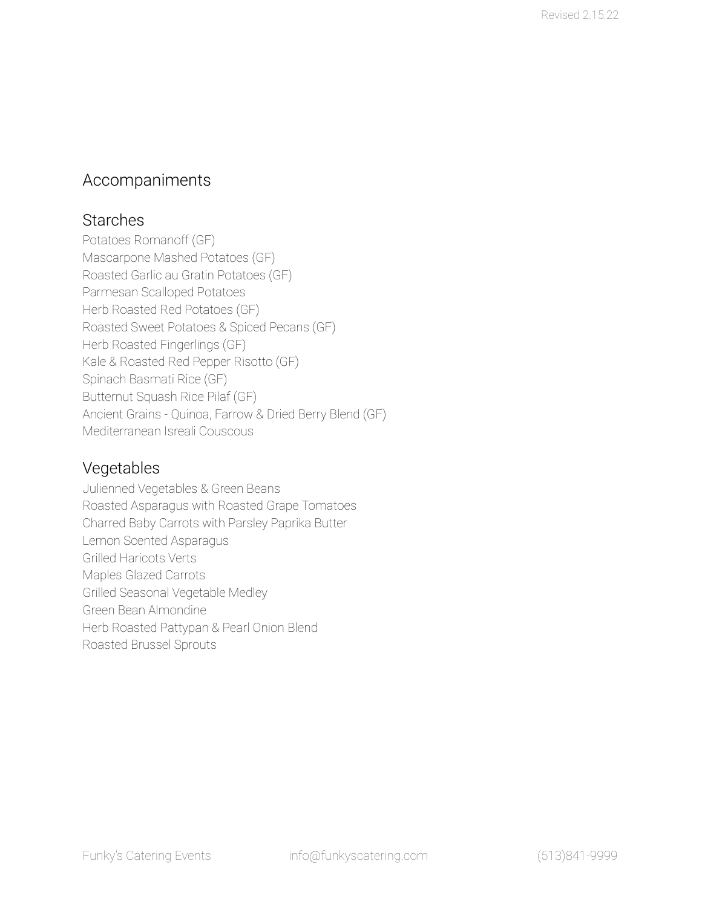# Accompaniments

## Starches

Potatoes Romanoff (GF)
Mascarpone Mashed Potatoes (GF)
Roasted Garlic au Gratin Potatoes (GF)
Parmesan Scalloped Potatoes
Herb Roasted Red Potatoes (GF)
Roasted Sweet Potatoes & Spiced Pecans (GF)
Herb Roasted Fingerlings (GF)
Kale & Roasted Red Pepper Risotto (GF)
Spinach Basmati Rice (GF)
Butternut Squash Rice Pilaf (GF)
Ancient Grains - Quinoa, Farrow & Dried Berry Blend (GF)
Mediterranean Isreali Couscous

## Vegetables

Julienned Vegetables & Green Beans
Roasted Asparagus with Roasted Grape Tomatoes
Charred Baby Carrots with Parsley Paprika Butter
Lemon Scented Asparagus
Grilled Haricots Verts
Maples Glazed Carrots
Grilled Seasonal Vegetable Medley
Green Bean Almondine
Herb Roasted Pattypan & Pearl Onion Blend
Roasted Brussel Sprouts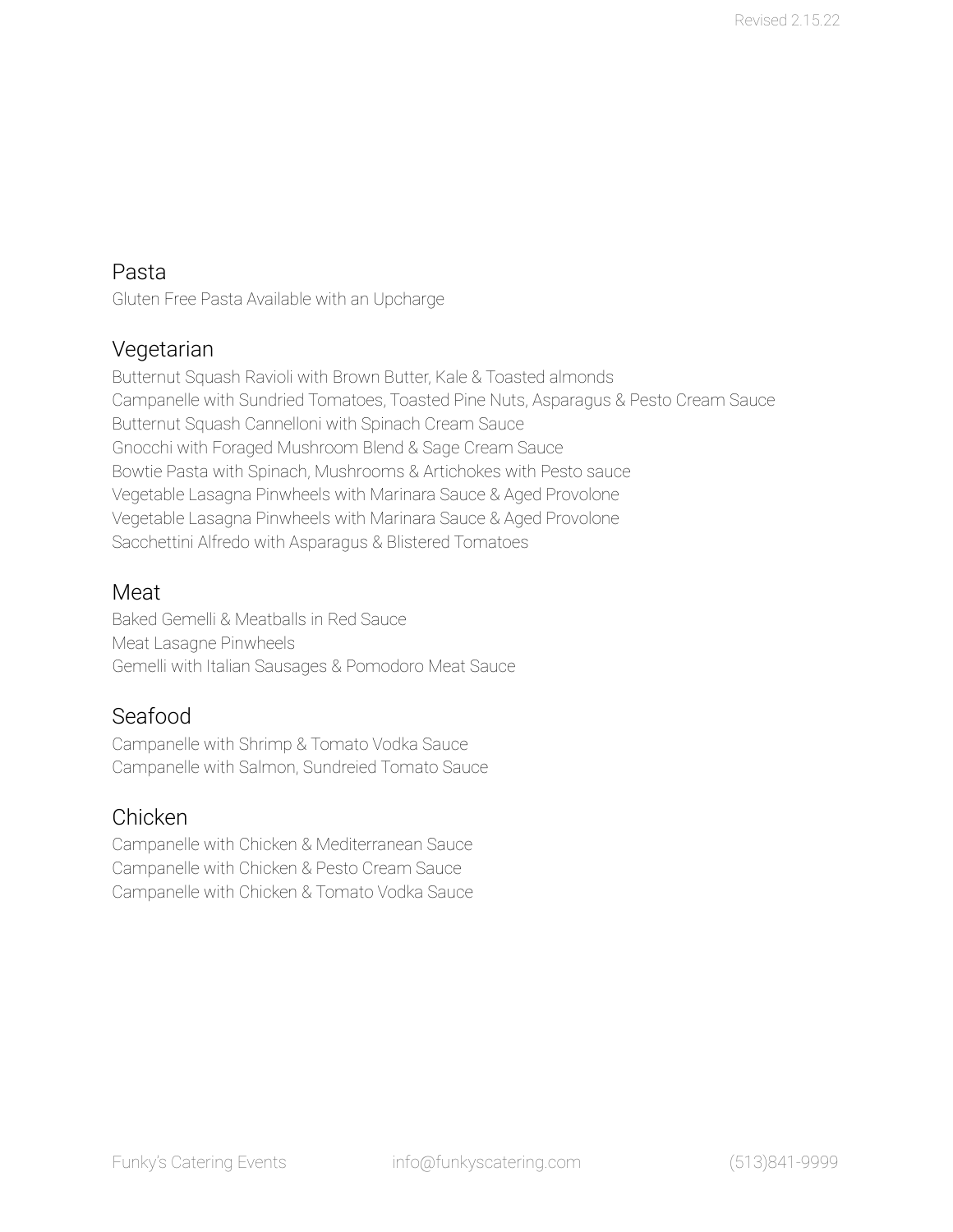# Pasta

Gluten Free Pasta Available with an Upcharge

## Vegetarian

Butternut Squash Ravioli with Brown Butter, Kale & Toasted almonds
Campanelle with Sundried Tomatoes, Toasted Pine Nuts, Asparagus & Pesto Cream Sauce
Butternut Squash Cannelloni with Spinach Cream Sauce
Gnocchi with Foraged Mushroom Blend & Sage Cream Sauce
Bowtie Pasta with Spinach, Mushrooms & Artichokes with Pesto sauce
Vegetable Lasagna Pinwheels with Marinara Sauce & Aged Provolone
Vegetable Lasagna Pinwheels with Marinara Sauce & Aged Provolone
Sacchettini Alfredo with Asparagus & Blistered Tomatoes

## Meat

Baked Gemelli & Meatballs in Red Sauce
Meat Lasagne Pinwheels
Gemelli with Italian Sausages & Pomodoro Meat Sauce

## Seafood

Campanelle with Shrimp & Tomato Vodka Sauce
Campanelle with Salmon, Sundreied Tomato Sauce

## Chicken

Campanelle with Chicken & Mediterranean Sauce
Campanelle with Chicken & Pesto Cream Sauce
Campanelle with Chicken & Tomato Vodka Sauce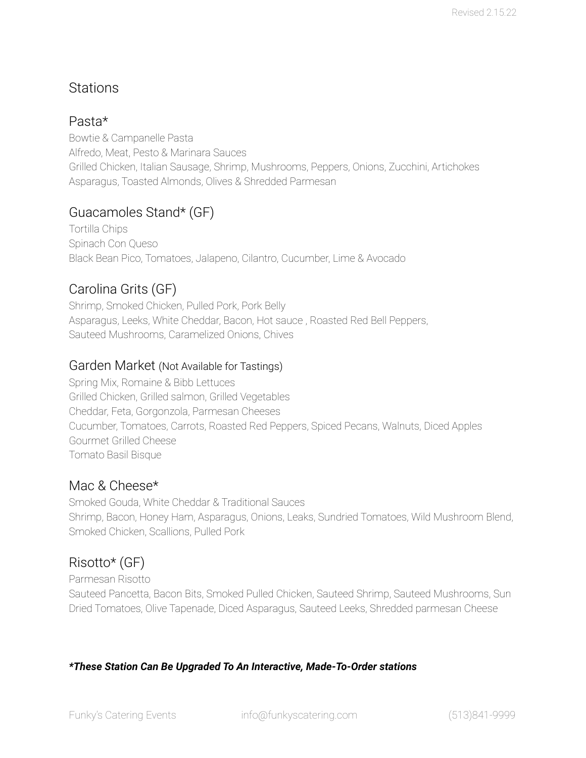# Stations

## Pasta*

Bowtie & Campanelle Pasta
Alfredo, Meat, Pesto & Marinara Sauces
Grilled Chicken, Italian Sausage, Shrimp, Mushrooms, Peppers, Onions, Zucchini, Artichokes
Asparagus, Toasted Almonds, Olives & Shredded Parmesan

## Guacamoles Stand* (GF)

Tortilla Chips
Spinach Con Queso
Black Bean Pico, Tomatoes, Jalapeno, Cilantro, Cucumber, Lime & Avocado

## Carolina Grits (GF)

Shrimp, Smoked Chicken, Pulled Pork, Pork Belly
Asparagus, Leeks, White Cheddar, Bacon, Hot sauce , Roasted Red Bell Peppers,
Sauteed Mushrooms, Caramelized Onions, Chives

## Garden Market (Not Available for Tastings)

Spring Mix, Romaine & Bibb Lettuces
Grilled Chicken, Grilled salmon, Grilled Vegetables
Cheddar, Feta, Gorgonzola, Parmesan Cheeses
Cucumber, Tomatoes, Carrots, Roasted Red Peppers, Spiced Pecans, Walnuts, Diced Apples
Gourmet Grilled Cheese
Tomato Basil Bisque

## Mac & Cheese*

Smoked Gouda, White Cheddar & Traditional Sauces
Shrimp, Bacon, Honey Ham, Asparagus, Onions, Leaks, Sundried Tomatoes, Wild Mushroom Blend, Smoked Chicken, Scallions, Pulled Pork

## Risotto* (GF)

Parmesan Risotto
Sauteed Pancetta, Bacon Bits, Smoked Pulled Chicken, Sauteed Shrimp, Sauteed Mushrooms, Sun Dried Tomatoes, Olive Tapenade, Diced Asparagus, Sauteed Leeks, Shredded parmesan Cheese

***These Station Can Be Upgraded To An Interactive, Made-To-Order stations***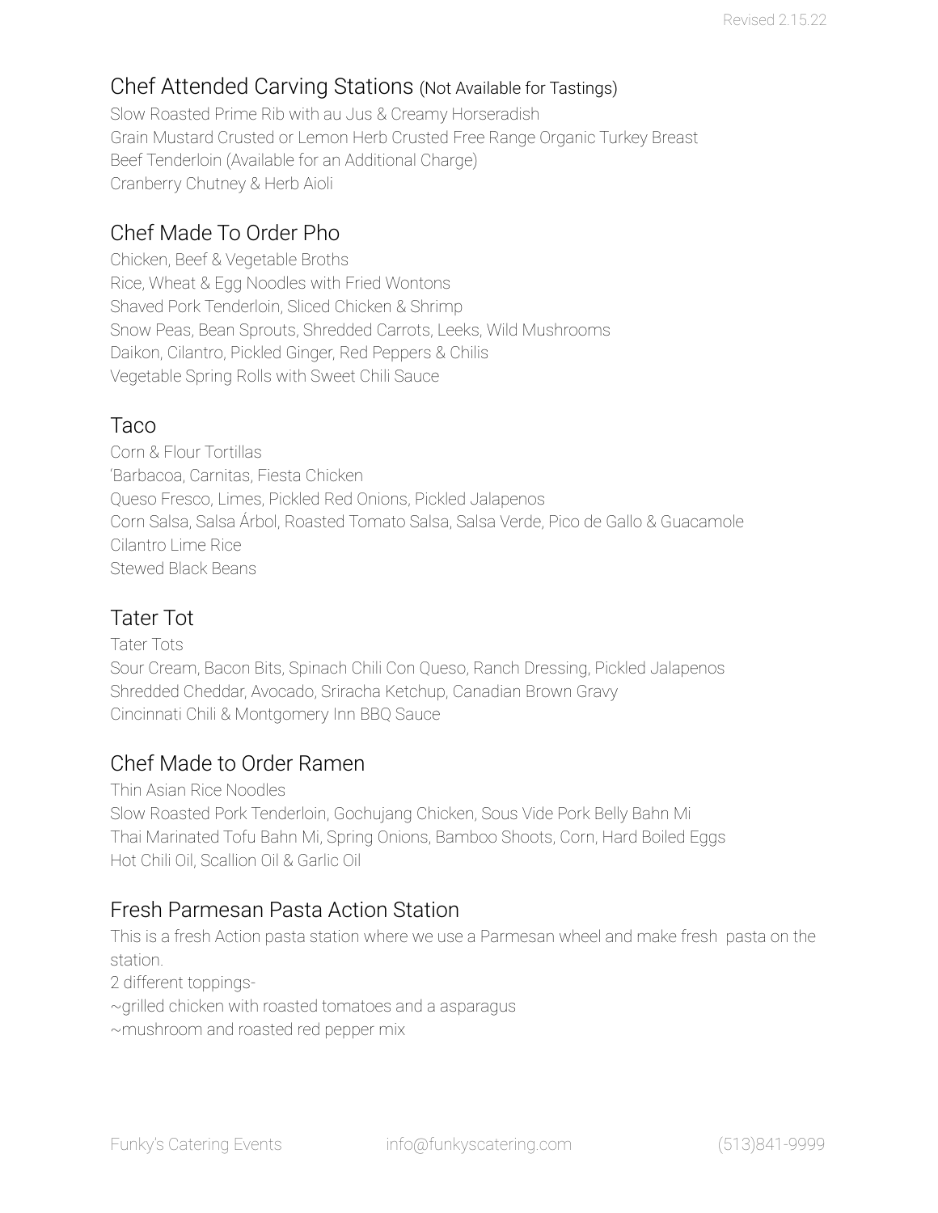## Chef Attended Carving Stations (Not Available for Tastings)

Slow Roasted Prime Rib with au Jus & Creamy Horseradish
Grain Mustard Crusted or Lemon Herb Crusted Free Range Organic Turkey Breast
Beef Tenderloin (Available for an Additional Charge)
Cranberry Chutney & Herb Aioli

## Chef Made To Order Pho

Chicken, Beef & Vegetable Broths
Rice, Wheat & Egg Noodles with Fried Wontons
Shaved Pork Tenderloin, Sliced Chicken & Shrimp
Snow Peas, Bean Sprouts, Shredded Carrots, Leeks, Wild Mushrooms
Daikon, Cilantro, Pickled Ginger, Red Peppers & Chilis
Vegetable Spring Rolls with Sweet Chili Sauce

## Taco

Corn & Flour Tortillas
'Barbacoa, Carnitas, Fiesta Chicken
Queso Fresco, Limes, Pickled Red Onions, Pickled Jalapenos
Corn Salsa, Salsa Árbol, Roasted Tomato Salsa, Salsa Verde, Pico de Gallo & Guacamole
Cilantro Lime Rice
Stewed Black Beans

## Tater Tot

Tater Tots
Sour Cream, Bacon Bits, Spinach Chili Con Queso, Ranch Dressing, Pickled Jalapenos
Shredded Cheddar, Avocado, Sriracha Ketchup, Canadian Brown Gravy
Cincinnati Chili & Montgomery Inn BBQ Sauce

## Chef Made to Order Ramen

Thin Asian Rice Noodles
Slow Roasted Pork Tenderloin, Gochujang Chicken, Sous Vide Pork Belly Bahn Mi
Thai Marinated Tofu Bahn Mi, Spring Onions, Bamboo Shoots, Corn, Hard Boiled Eggs
Hot Chili Oil, Scallion Oil & Garlic Oil

## Fresh Parmesan Pasta Action Station

This is a fresh Action pasta station where we use a Parmesan wheel and make fresh pasta on the station.
2 different toppings-
~grilled chicken with roasted tomatoes and a asparagus
~mushroom and roasted red pepper mix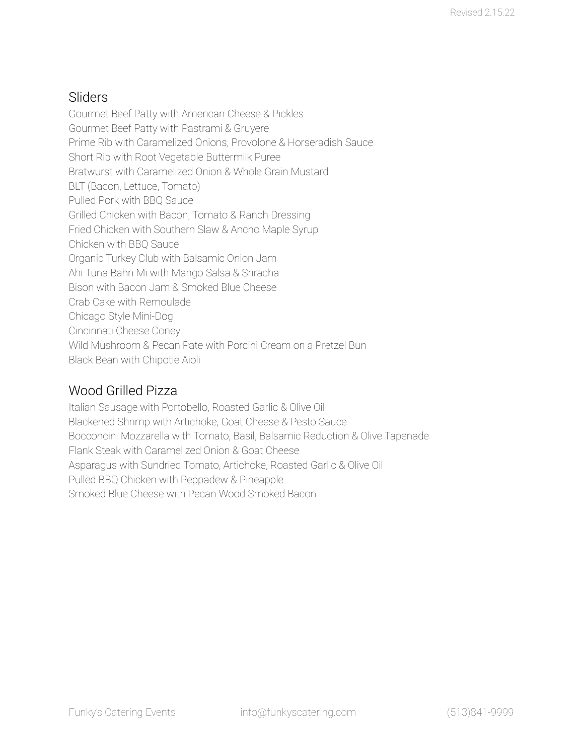## Sliders

Gourmet Beef Patty with American Cheese & Pickles
Gourmet Beef Patty with Pastrami & Gruyere
Prime Rib with Caramelized Onions, Provolone & Horseradish Sauce
Short Rib with Root Vegetable Buttermilk Puree
Bratwurst with Caramelized Onion & Whole Grain Mustard
BLT (Bacon, Lettuce, Tomato)
Pulled Pork with BBQ Sauce
Grilled Chicken with Bacon, Tomato & Ranch Dressing
Fried Chicken with Southern Slaw & Ancho Maple Syrup
Chicken with BBQ Sauce
Organic Turkey Club with Balsamic Onion Jam
Ahi Tuna Bahn Mi with Mango Salsa & Sriracha
Bison with Bacon Jam & Smoked Blue Cheese
Crab Cake with Remoulade
Chicago Style Mini-Dog
Cincinnati Cheese Coney
Wild Mushroom & Pecan Pate with Porcini Cream on a Pretzel Bun
Black Bean with Chipotle Aioli

## Wood Grilled Pizza

Italian Sausage with Portobello, Roasted Garlic & Olive Oil
Blackened Shrimp with Artichoke, Goat Cheese & Pesto Sauce
Bocconcini Mozzarella with Tomato, Basil, Balsamic Reduction & Olive Tapenade
Flank Steak with Caramelized Onion & Goat Cheese
Asparagus with Sundried Tomato, Artichoke, Roasted Garlic & Olive Oil
Pulled BBQ Chicken with Peppadew & Pineapple
Smoked Blue Cheese with Pecan Wood Smoked Bacon